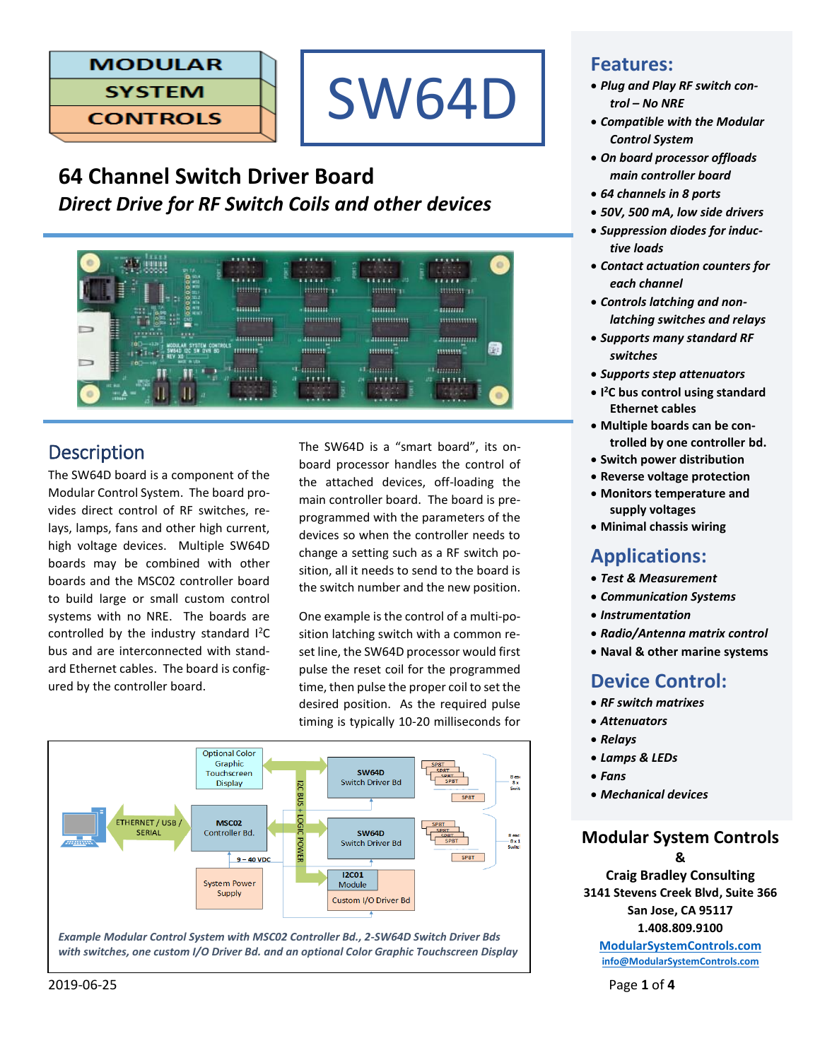MODULAR SYSTEM CONTROLS

# SW64D

## 64 Channel Switch Driver Board

### *Direct Drive for RF Switch Coils and other devices*

## Description

The SW64D board is a component of the Modular Control System. The board provides direct control of RF switches, relays, lamps, fans and other high current, high voltage devices. Multiple SW64D boards may be combined with other boards and the MSC02 controller board to build large or small custom control systems with no NRE. The boards are controlled by the industry standard I$^2$C bus and are interconnected with standard Ethernet cables. The board is configured by the controller board.

The SW64D is a "smart board", its on-board processor handles the control of the attached devices, off-loading the main controller board. The board is pre-programmed with the parameters of the devices so when the controller needs to change a setting such as a RF switch position, all it needs to send to the board is the switch number and the new position.

One example is the control of a multi-position latching switch with a common reset line, the SW64D processor would first pulse the reset coil for the programmed time, then pulse the proper coil to set the desired position. As the required pulse timing is typically 10-20 milliseconds for

*Example Modular Control System with MSC02 Controller Bd., 2-SW64D Switch Driver Bds with switches, one custom I/O Driver Bd. and an optional Color Graphic Touchscreen Display*

2019-06-25

## Features:

- *Plug and Play RF switch control – No NRE*
- *Compatible with the Modular Control System*
- *On board processor offloads main controller board*
- *64 channels in 8 ports*
- *50V, 500 mA, low side drivers*
- *Suppression diodes for inductive loads*
- *Contact actuation counters for each channel*
- *Controls latching and non-latching switches and relays*
- *Supports many standard RF switches*
- *Supports step attenuators*
- **I$^2$C bus control using standard Ethernet cables**
- **Multiple boards can be controlled by one controller bd.**
- **Switch power distribution**
- **Reverse voltage protection**
- **Monitors temperature and supply voltages**
- **Minimal chassis wiring**

## Applications:

- *Test & Measurement*
- *Communication Systems*
- *Instrumentation*
- *Radio/Antenna matrix control*
- **Naval & other marine systems**

## Device Control:

- *RF switch matrixes*
- *Attenuators*
- *Relays*
- *Lamps & LEDs*
- *Fans*
- *Mechanical devices*

**Modular System Controls**
**&**
**Craig Bradley Consulting**
**3141 Stevens Creek Blvd, Suite 366**
**San Jose, CA 95117**
**1.408.809.9100**
**ModularSystemControls.com**
**info@ModularSystemControls.com**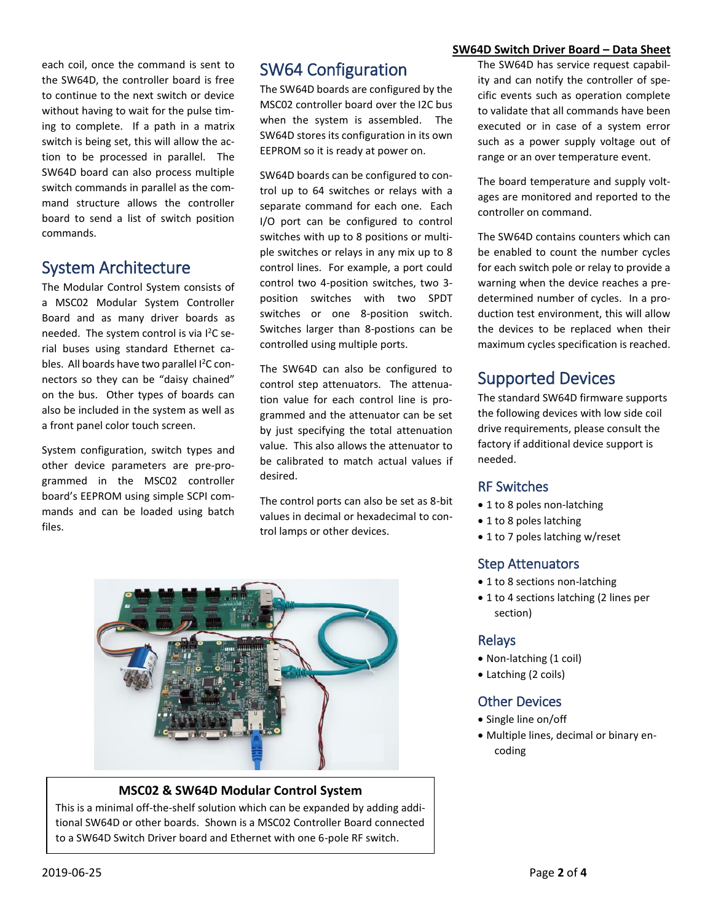each coil, once the command is sent to the SW64D, the controller board is free to continue to the next switch or device without having to wait for the pulse timing to complete. If a path in a matrix switch is being set, this will allow the action to be processed in parallel. The SW64D board can also process multiple switch commands in parallel as the command structure allows the controller board to send a list of switch position commands.

## System Architecture

The Modular Control System consists of a MSC02 Modular System Controller Board and as many driver boards as needed. The system control is via I²C serial buses using standard Ethernet cables. All boards have two parallel I²C connectors so they can be "daisy chained" on the bus. Other types of boards can also be included in the system as well as a front panel color touch screen.

System configuration, switch types and other device parameters are pre-programmed in the MSC02 controller board's EEPROM using simple SCPI commands and can be loaded using batch files.

## SW64 Configuration

The SW64D boards are configured by the MSC02 controller board over the I2C bus when the system is assembled. The SW64D stores its configuration in its own EEPROM so it is ready at power on.

SW64D boards can be configured to control up to 64 switches or relays with a separate command for each one. Each I/O port can be configured to control switches with up to 8 positions or multiple switches or relays in any mix up to 8 control lines. For example, a port could control two 4-position switches, two 3-position switches with two SPDT switches or one 8-position switch. Switches larger than 8-postions can be controlled using multiple ports.

The SW64D can also be configured to control step attenuators. The attenuation value for each control line is programmed and the attenuator can be set by just specifying the total attenuation value. This also allows the attenuator to be calibrated to match actual values if desired.

The control ports can also be set as 8-bit values in decimal or hexadecimal to control lamps or other devices.

**MSC02 & SW64D Modular Control System**

This is a minimal off-the-shelf solution which can be expanded by adding additional SW64D or other boards. Shown is a MSC02 Controller Board connected to a SW64D Switch Driver board and Ethernet with one 6-pole RF switch.

The SW64D has service request capability and can notify the controller of specific events such as operation complete to validate that all commands have been executed or in case of a system error such as a power supply voltage out of range or an over temperature event.

The board temperature and supply voltages are monitored and reported to the controller on command.

The SW64D contains counters which can be enabled to count the number cycles for each switch pole or relay to provide a warning when the device reaches a predetermined number of cycles. In a production test environment, this will allow the devices to be replaced when their maximum cycles specification is reached.

## Supported Devices

The standard SW64D firmware supports the following devices with low side coil drive requirements, please consult the factory if additional device support is needed.

### RF Switches

- 1 to 8 poles non-latching
- 1 to 8 poles latching
- 1 to 7 poles latching w/reset

### Step Attenuators

- 1 to 8 sections non-latching
- 1 to 4 sections latching (2 lines per section)

### Relays

- Non-latching (1 coil)
- Latching (2 coils)

### Other Devices

- Single line on/off
- Multiple lines, decimal or binary encoding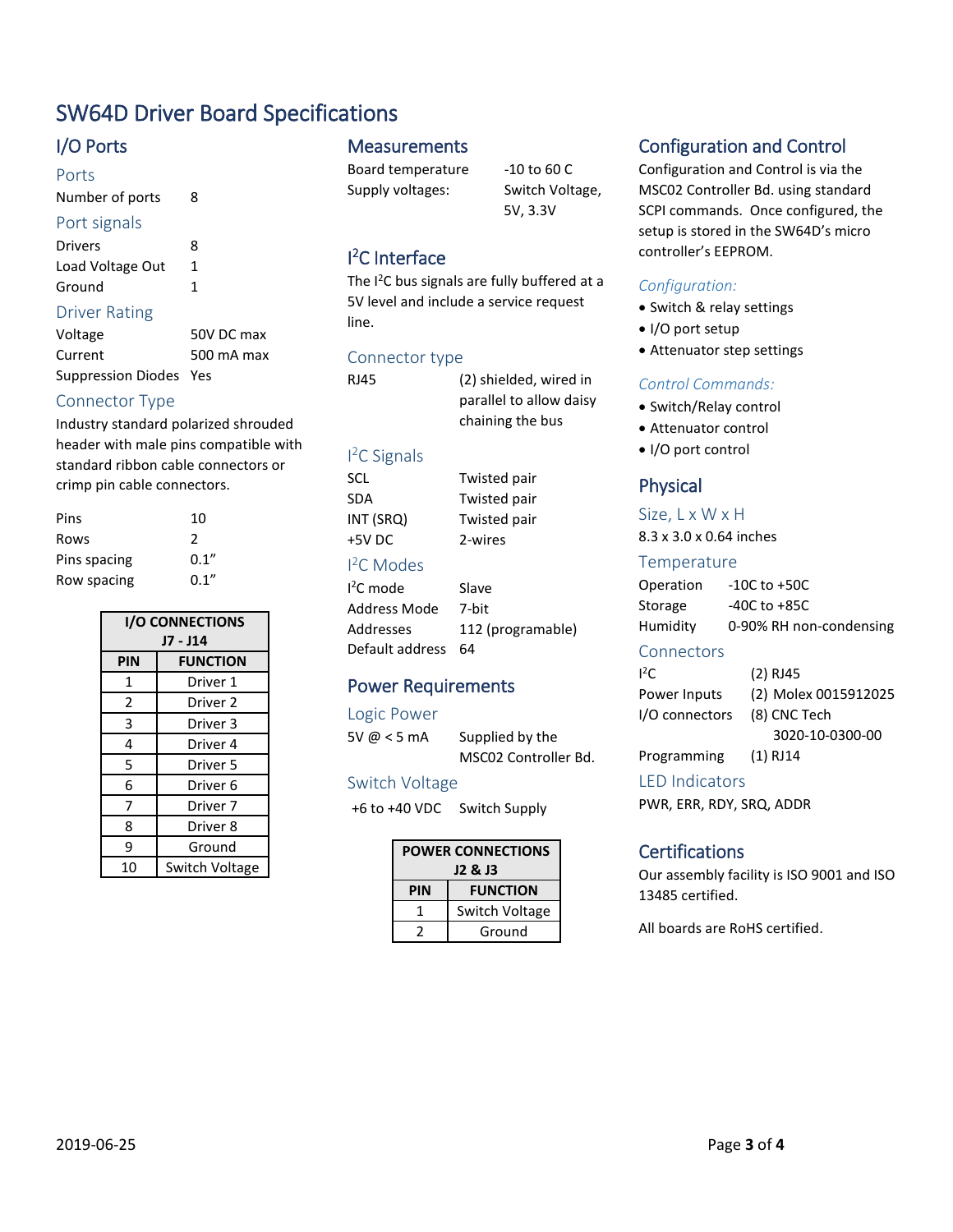# SW64D Driver Board Specifications

## I/O Ports

### Ports

| | |
|---|---|
| Number of ports | 8 |

### Port signals

| | |
|---|---|
| Drivers | 8 |
| Load Voltage Out | 1 |
| Ground | 1 |

### Driver Rating

| | |
|---|---|
| Voltage | 50V DC max |
| Current | 500 mA max |
| Suppression Diodes | Yes |

### Connector Type

Industry standard polarized shrouded header with male pins compatible with standard ribbon cable connectors or crimp pin cable connectors.

| | |
|---|---|
| Pins | 10 |
| Rows | 2 |
| Pins spacing | 0.1" |
| Row spacing | 0.1" |

| I/O CONNECTIONS J7 - J14 | |
|---|---|
| **PIN** | **FUNCTION** |
| 1 | Driver 1 |
| 2 | Driver 2 |
| 3 | Driver 3 |
| 4 | Driver 4 |
| 5 | Driver 5 |
| 6 | Driver 6 |
| 7 | Driver 7 |
| 8 | Driver 8 |
| 9 | Ground |
| 10 | Switch Voltage |

## Measurements

| | |
|---|---|
| Board temperature | -10 to 60 C |
| Supply voltages: | Switch Voltage, 5V, 3.3V |

## I²C Interface

The I²C bus signals are fully buffered at a 5V level and include a service request line.

### Connector type

| | |
|---|---|
| RJ45 | (2) shielded, wired in parallel to allow daisy chaining the bus |

### I²C Signals

| | |
|---|---|
| SCL | Twisted pair |
| SDA | Twisted pair |
| INT (SRQ) | Twisted pair |
| +5V DC | 2-wires |

### I²C Modes

| | |
|---|---|
| I²C mode | Slave |
| Address Mode | 7-bit |
| Addresses | 112 (programable) |
| Default address | 64 |

## Power Requirements

### Logic Power

| | |
|---|---|
| 5V @ < 5 mA | Supplied by the MSC02 Controller Bd. |

### Switch Voltage

| | |
|---|---|
| +6 to +40 VDC | Switch Supply |

| POWER CONNECTIONS J2 & J3 | |
|---|---|
| **PIN** | **FUNCTION** |
| 1 | Switch Voltage |
| 2 | Ground |

## Configuration and Control

Configuration and Control is via the MSC02 Controller Bd. using standard SCPI commands. Once configured, the setup is stored in the SW64D's micro controller's EEPROM.

*Configuration:*

- Switch & relay settings
- I/O port setup
- Attenuator step settings

*Control Commands:*

- Switch/Relay control
- Attenuator control
- I/O port control

## Physical

### Size, L x W x H

8.3 x 3.0 x 0.64 inches

### Temperature

| | |
|---|---|
| Operation | -10C to +50C |
| Storage | -40C to +85C |
| Humidity | 0-90% RH non-condensing |

### Connectors

| | |
|---|---|
| I²C | (2) RJ45 |
| Power Inputs | (2) Molex 0015912025 |
| I/O connectors | (8) CNC Tech 3020-10-0300-00 |
| Programming | (1) RJ14 |

### LED Indicators

PWR, ERR, RDY, SRQ, ADDR

## Certifications

Our assembly facility is ISO 9001 and ISO 13485 certified.

All boards are RoHS certified.

2019-06-25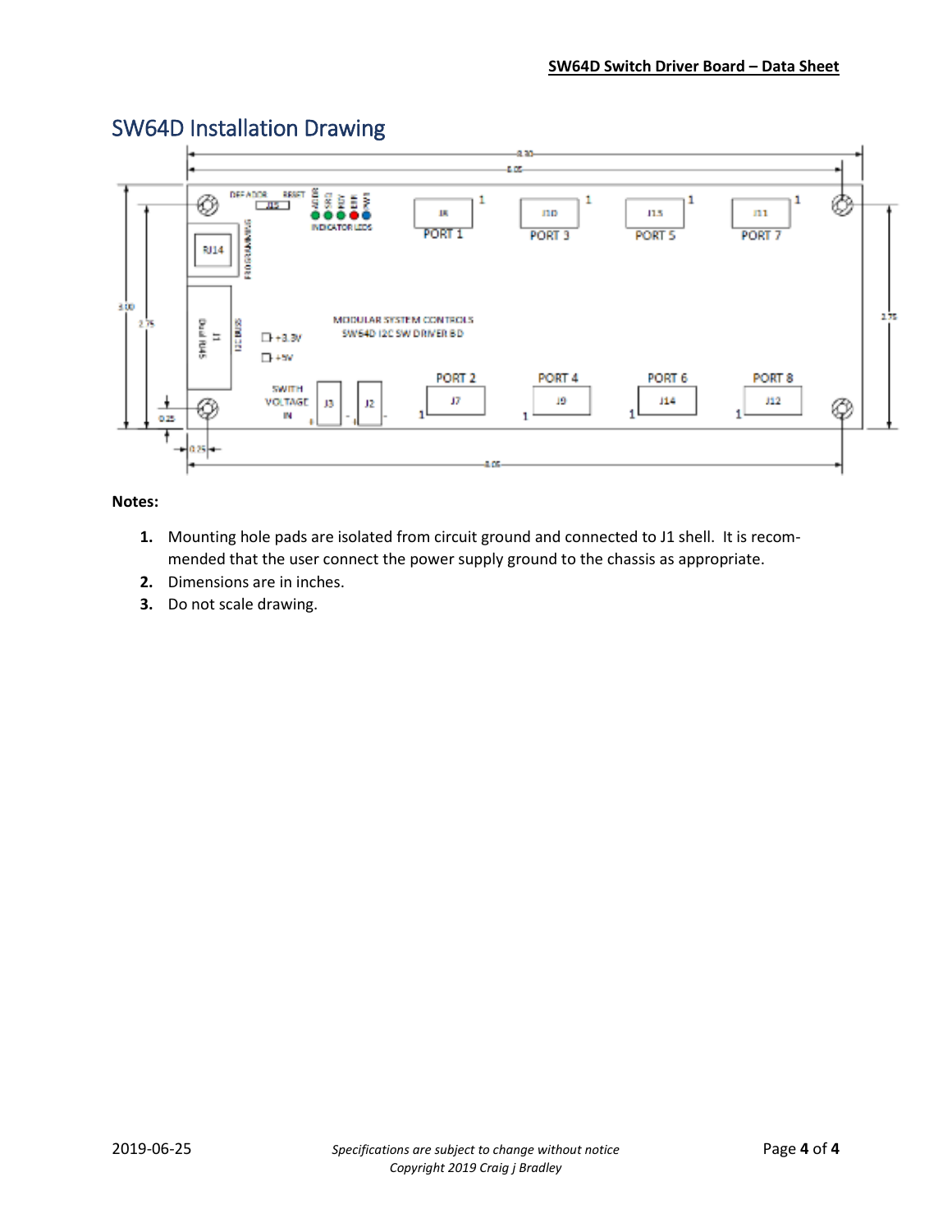## SW64D Installation Drawing

8.30
8.05
DEFADDR RESET
J15
ADDR SRQ RDY ERR PWR
INDICATOR LEDS
RJ14
PROGRAMMING
J8 PORT 1
J10 PORT 3
J13 PORT 5
J11 PORT 7
3.00
2.75
Dual RJ45 J1
I2C BUSS
+3.3V
+5V
MODULAR SYSTEM CONTROLS
SW64D I2C SW DRIVER BD
2.75
SWITCH VOLTAGE IN
J3
J2
PORT 2 J7
PORT 4 J9
PORT 6 J14
PORT 8 J12
0.25
0.25
8.05

**Notes:**

1. Mounting hole pads are isolated from circuit ground and connected to J1 shell. It is recommended that the user connect the power supply ground to the chassis as appropriate.
2. Dimensions are in inches.
3. Do not scale drawing.

2019-06-25 *Specifications are subject to change without notice*
*Copyright 2019 Craig j Bradley*